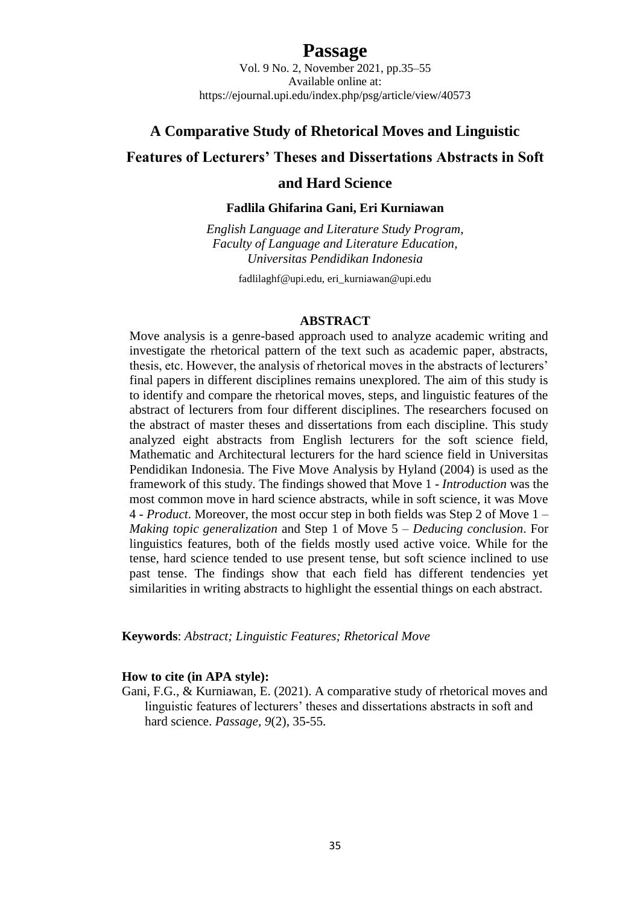# Passage

Vol. 9 No. 2, November 2021, pp.35–55
Available online at:
https://ejournal.upi.edu/index.php/psg/article/view/40573

## A Comparative Study of Rhetorical Moves and Linguistic Features of Lecturers' Theses and Dissertations Abstracts in Soft and Hard Science

**Fadlila Ghifarina Gani, Eri Kurniawan**

*English Language and Literature Study Program, Faculty of Language and Literature Education, Universitas Pendidikan Indonesia*

fadlilaghf@upi.edu, eri_kurniawan@upi.edu

### ABSTRACT

Move analysis is a genre-based approach used to analyze academic writing and investigate the rhetorical pattern of the text such as academic paper, abstracts, thesis, etc. However, the analysis of rhetorical moves in the abstracts of lecturers' final papers in different disciplines remains unexplored. The aim of this study is to identify and compare the rhetorical moves, steps, and linguistic features of the abstract of lecturers from four different disciplines. The researchers focused on the abstract of master theses and dissertations from each discipline. This study analyzed eight abstracts from English lecturers for the soft science field, Mathematic and Architectural lecturers for the hard science field in Universitas Pendidikan Indonesia. The Five Move Analysis by Hyland (2004) is used as the framework of this study. The findings showed that Move 1 - *Introduction* was the most common move in hard science abstracts, while in soft science, it was Move 4 - *Product*. Moreover, the most occur step in both fields was Step 2 of Move 1 – *Making topic generalization* and Step 1 of Move 5 – *Deducing conclusion*. For linguistics features, both of the fields mostly used active voice. While for the tense, hard science tended to use present tense, but soft science inclined to use past tense. The findings show that each field has different tendencies yet similarities in writing abstracts to highlight the essential things on each abstract.

**Keywords**: *Abstract; Linguistic Features; Rhetorical Move*

**How to cite (in APA style):**

Gani, F.G., & Kurniawan, E. (2021). A comparative study of rhetorical moves and linguistic features of lecturers' theses and dissertations abstracts in soft and hard science. *Passage, 9*(2), 35-55.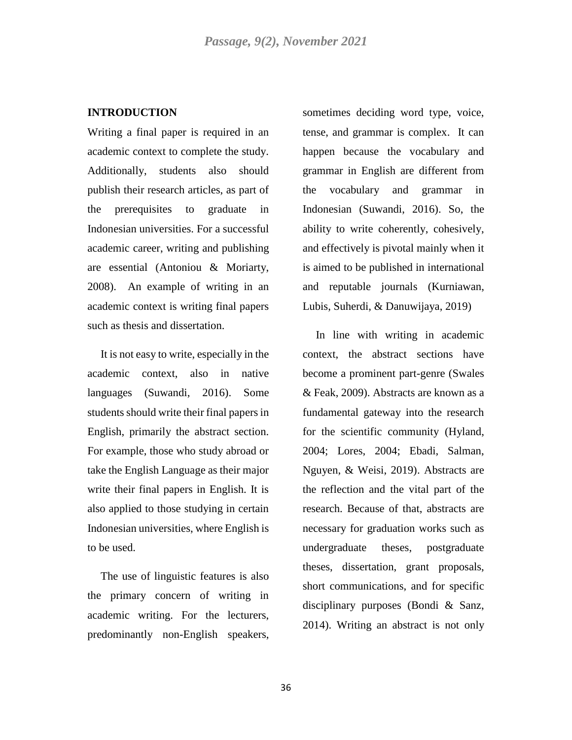## INTRODUCTION

Writing a final paper is required in an academic context to complete the study. Additionally, students also should publish their research articles, as part of the prerequisites to graduate in Indonesian universities. For a successful academic career, writing and publishing are essential (Antoniou & Moriarty, 2008). An example of writing in an academic context is writing final papers such as thesis and dissertation.

It is not easy to write, especially in the academic context, also in native languages (Suwandi, 2016). Some students should write their final papers in English, primarily the abstract section. For example, those who study abroad or take the English Language as their major write their final papers in English. It is also applied to those studying in certain Indonesian universities, where English is to be used.

The use of linguistic features is also the primary concern of writing in academic writing. For the lecturers, predominantly non-English speakers, sometimes deciding word type, voice, tense, and grammar is complex. It can happen because the vocabulary and grammar in English are different from the vocabulary and grammar in Indonesian (Suwandi, 2016). So, the ability to write coherently, cohesively, and effectively is pivotal mainly when it is aimed to be published in international and reputable journals (Kurniawan, Lubis, Suherdi, & Danuwijaya, 2019)

In line with writing in academic context, the abstract sections have become a prominent part-genre (Swales & Feak, 2009). Abstracts are known as a fundamental gateway into the research for the scientific community (Hyland, 2004; Lores, 2004; Ebadi, Salman, Nguyen, & Weisi, 2019). Abstracts are the reflection and the vital part of the research. Because of that, abstracts are necessary for graduation works such as undergraduate theses, postgraduate theses, dissertation, grant proposals, short communications, and for specific disciplinary purposes (Bondi & Sanz, 2014). Writing an abstract is not only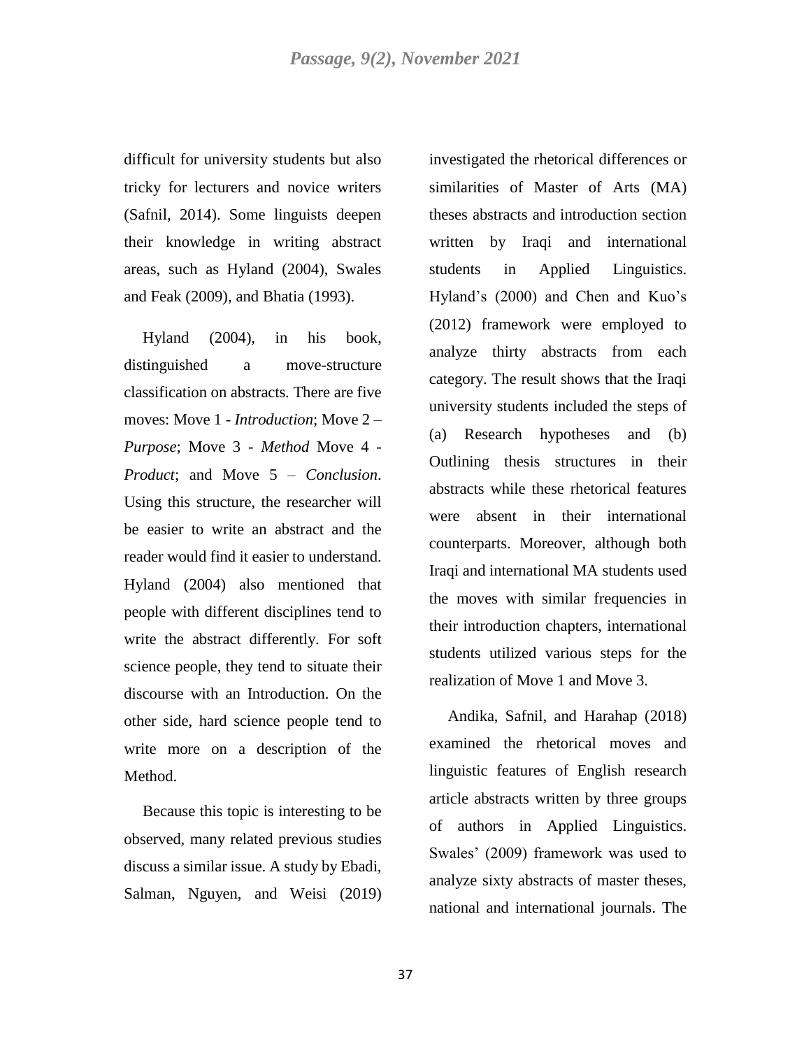difficult for university students but also tricky for lecturers and novice writers (Safnil, 2014). Some linguists deepen their knowledge in writing abstract areas, such as Hyland (2004), Swales and Feak (2009), and Bhatia (1993).

Hyland (2004), in his book, distinguished a move-structure classification on abstracts. There are five moves: Move 1 - *Introduction*; Move 2 – *Purpose*; Move 3 - *Method* Move 4 - *Product*; and Move 5 – *Conclusion*. Using this structure, the researcher will be easier to write an abstract and the reader would find it easier to understand. Hyland (2004) also mentioned that people with different disciplines tend to write the abstract differently. For soft science people, they tend to situate their discourse with an Introduction. On the other side, hard science people tend to write more on a description of the Method.

Because this topic is interesting to be observed, many related previous studies discuss a similar issue. A study by Ebadi, Salman, Nguyen, and Weisi (2019) investigated the rhetorical differences or similarities of Master of Arts (MA) theses abstracts and introduction section written by Iraqi and international students in Applied Linguistics. Hyland's (2000) and Chen and Kuo's (2012) framework were employed to analyze thirty abstracts from each category. The result shows that the Iraqi university students included the steps of (a) Research hypotheses and (b) Outlining thesis structures in their abstracts while these rhetorical features were absent in their international counterparts. Moreover, although both Iraqi and international MA students used the moves with similar frequencies in their introduction chapters, international students utilized various steps for the realization of Move 1 and Move 3.

Andika, Safnil, and Harahap (2018) examined the rhetorical moves and linguistic features of English research article abstracts written by three groups of authors in Applied Linguistics. Swales' (2009) framework was used to analyze sixty abstracts of master theses, national and international journals. The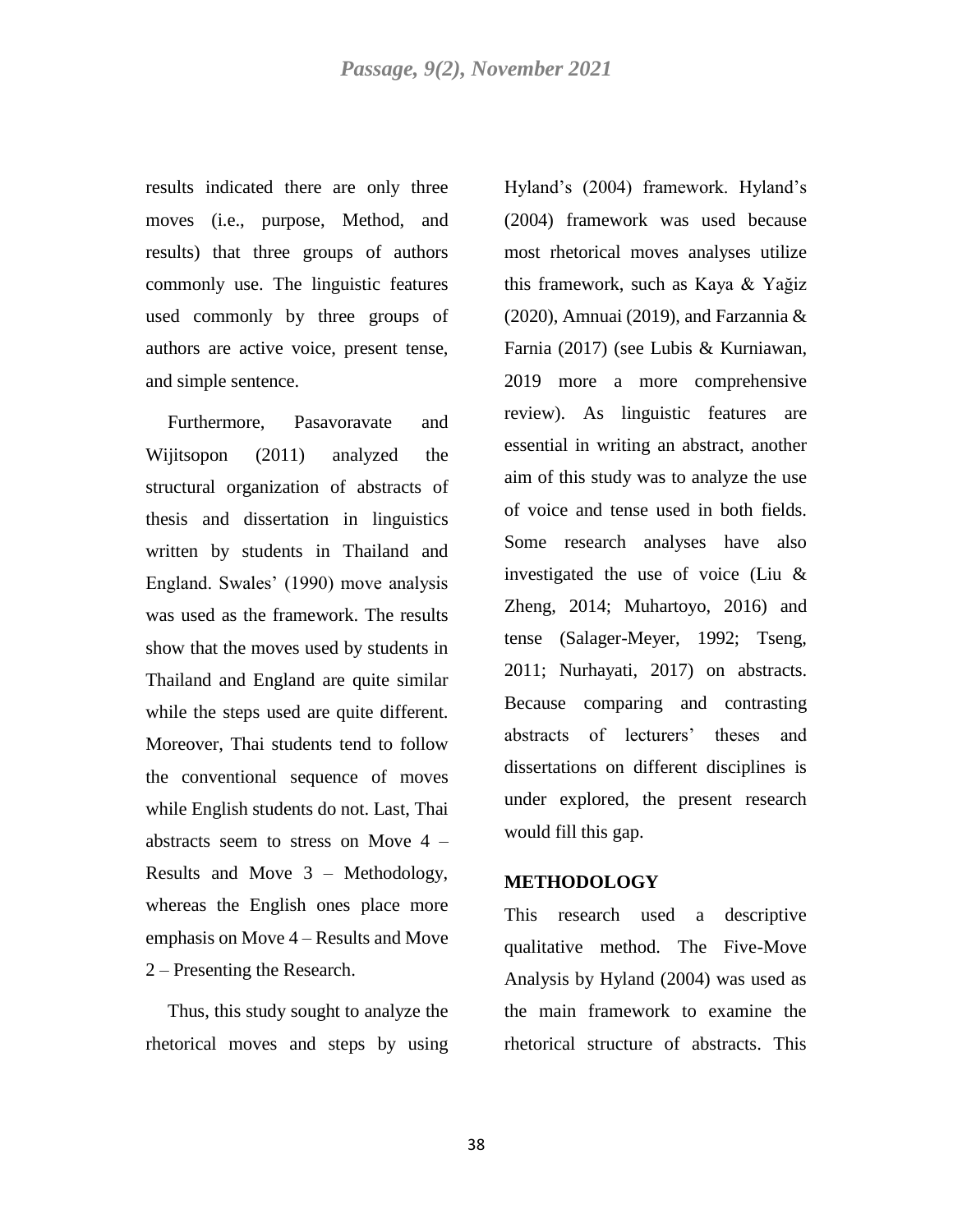results indicated there are only three moves (i.e., purpose, Method, and results) that three groups of authors commonly use. The linguistic features used commonly by three groups of authors are active voice, present tense, and simple sentence.

Furthermore, Pasavoravate and Wijitsopon (2011) analyzed the structural organization of abstracts of thesis and dissertation in linguistics written by students in Thailand and England. Swales' (1990) move analysis was used as the framework. The results show that the moves used by students in Thailand and England are quite similar while the steps used are quite different. Moreover, Thai students tend to follow the conventional sequence of moves while English students do not. Last, Thai abstracts seem to stress on Move 4 – Results and Move 3 – Methodology, whereas the English ones place more emphasis on Move 4 – Results and Move 2 – Presenting the Research.

Thus, this study sought to analyze the rhetorical moves and steps by using Hyland's (2004) framework. Hyland's (2004) framework was used because most rhetorical moves analyses utilize this framework, such as Kaya & Yağiz (2020), Amnuai (2019), and Farzannia & Farnia (2017) (see Lubis & Kurniawan, 2019 more a more comprehensive review). As linguistic features are essential in writing an abstract, another aim of this study was to analyze the use of voice and tense used in both fields. Some research analyses have also investigated the use of voice (Liu & Zheng, 2014; Muhartoyo, 2016) and tense (Salager-Meyer, 1992; Tseng, 2011; Nurhayati, 2017) on abstracts. Because comparing and contrasting abstracts of lecturers' theses and dissertations on different disciplines is under explored, the present research would fill this gap.

## METHODOLOGY

This research used a descriptive qualitative method. The Five-Move Analysis by Hyland (2004) was used as the main framework to examine the rhetorical structure of abstracts. This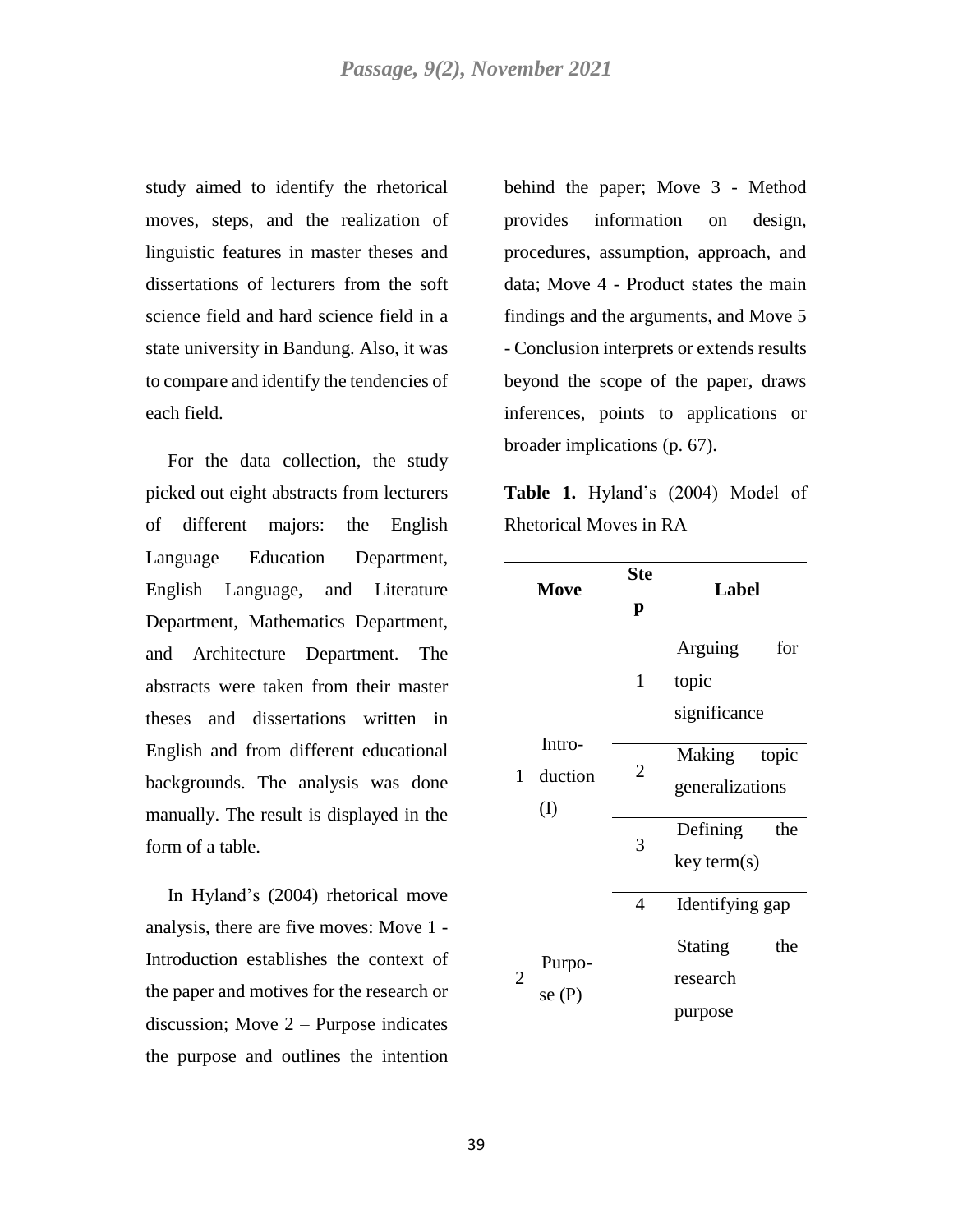study aimed to identify the rhetorical moves, steps, and the realization of linguistic features in master theses and dissertations of lecturers from the soft science field and hard science field in a state university in Bandung. Also, it was to compare and identify the tendencies of each field.

For the data collection, the study picked out eight abstracts from lecturers of different majors: the English Language Education Department, English Language, and Literature Department, Mathematics Department, and Architecture Department. The abstracts were taken from their master theses and dissertations written in English and from different educational backgrounds. The analysis was done manually. The result is displayed in the form of a table.

In Hyland's (2004) rhetorical move analysis, there are five moves: Move 1 - Introduction establishes the context of the paper and motives for the research or discussion; Move 2 – Purpose indicates the purpose and outlines the intention behind the paper; Move 3 - Method provides information on design, procedures, assumption, approach, and data; Move 4 - Product states the main findings and the arguments, and Move 5 - Conclusion interprets or extends results beyond the scope of the paper, draws inferences, points to applications or broader implications (p. 67).

**Table 1.** Hyland's (2004) Model of Rhetorical Moves in RA

| Move | | Step | Label |
|---|---|---|---|
| 1 | Introduction (I) | 1 | Arguing for topic significance |
| | | 2 | Making topic generalizations |
| | | 3 | Defining the key term(s) |
| | | 4 | Identifying gap |
| 2 | Purpose (P) | | Stating the research purpose |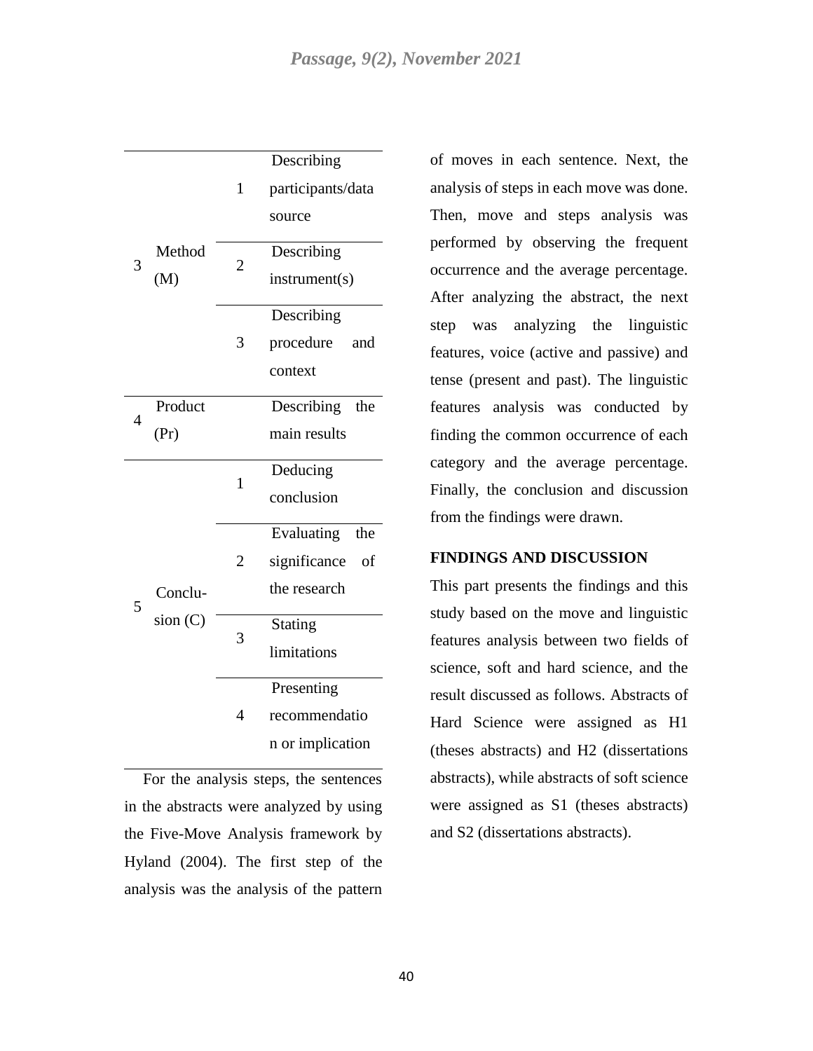| | | | |
|---|---|---|---|
| 3 | Method (M) | 1 | Describing participants/data source |
| | | 2 | Describing instrument(s) |
| | | 3 | Describing procedure and context |
| 4 | Product (Pr) | | Describing the main results |
| 5 | Conclusion (C) | 1 | Deducing conclusion |
| | | 2 | Evaluating the significance of the research |
| | | 3 | Stating limitations |
| | | 4 | Presenting recommendation or implication |

For the analysis steps, the sentences in the abstracts were analyzed by using the Five-Move Analysis framework by Hyland (2004). The first step of the analysis was the analysis of the pattern of moves in each sentence. Next, the analysis of steps in each move was done. Then, move and steps analysis was performed by observing the frequent occurrence and the average percentage. After analyzing the abstract, the next step was analyzing the linguistic features, voice (active and passive) and tense (present and past). The linguistic features analysis was conducted by finding the common occurrence of each category and the average percentage. Finally, the conclusion and discussion from the findings were drawn.

## FINDINGS AND DISCUSSION

This part presents the findings and this study based on the move and linguistic features analysis between two fields of science, soft and hard science, and the result discussed as follows. Abstracts of Hard Science were assigned as H1 (theses abstracts) and H2 (dissertations abstracts), while abstracts of soft science were assigned as S1 (theses abstracts) and S2 (dissertations abstracts).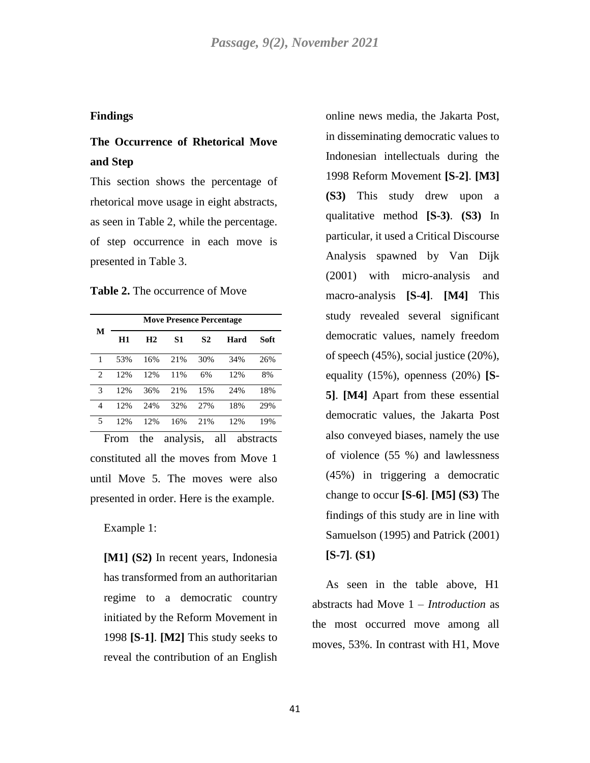## Findings

### The Occurrence of Rhetorical Move and Step

This section shows the percentage of rhetorical move usage in eight abstracts, as seen in Table 2, while the percentage. of step occurrence in each move is presented in Table 3.

**Table 2.** The occurrence of Move

| M | Move Presence Percentage | | | | | |
|---|---|---|---|---|---|---|
| | **H1** | **H2** | **S1** | **S2** | **Hard** | **Soft** |
| 1 | 53% | 16% | 21% | 30% | 34% | 26% |
| 2 | 12% | 12% | 11% | 6% | 12% | 8% |
| 3 | 12% | 36% | 21% | 15% | 24% | 18% |
| 4 | 12% | 24% | 32% | 27% | 18% | 29% |
| 5 | 12% | 12% | 16% | 21% | 12% | 19% |

From the analysis, all abstracts constituted all the moves from Move 1 until Move 5. The moves were also presented in order. Here is the example.

Example 1:

**[M1] (S2)** In recent years, Indonesia has transformed from an authoritarian regime to a democratic country initiated by the Reform Movement in 1998 **[S-1]**. **[M2]** This study seeks to reveal the contribution of an English online news media, the Jakarta Post, in disseminating democratic values to Indonesian intellectuals during the 1998 Reform Movement **[S-2]**. **[M3] (S3)** This study drew upon a qualitative method **[S-3)**. **(S3)** In particular, it used a Critical Discourse Analysis spawned by Van Dijk (2001) with micro-analysis and macro-analysis **[S-4]**. **[M4]** This study revealed several significant democratic values, namely freedom of speech (45%), social justice (20%), equality (15%), openness (20%) **[S-5]**. **[M4]** Apart from these essential democratic values, the Jakarta Post also conveyed biases, namely the use of violence (55 %) and lawlessness (45%) in triggering a democratic change to occur **[S-6]**. **[M5] (S3)** The findings of this study are in line with Samuelson (1995) and Patrick (2001) **[S-7]**. **(S1)**

As seen in the table above, H1 abstracts had Move 1 – *Introduction* as the most occurred move among all moves, 53%. In contrast with H1, Move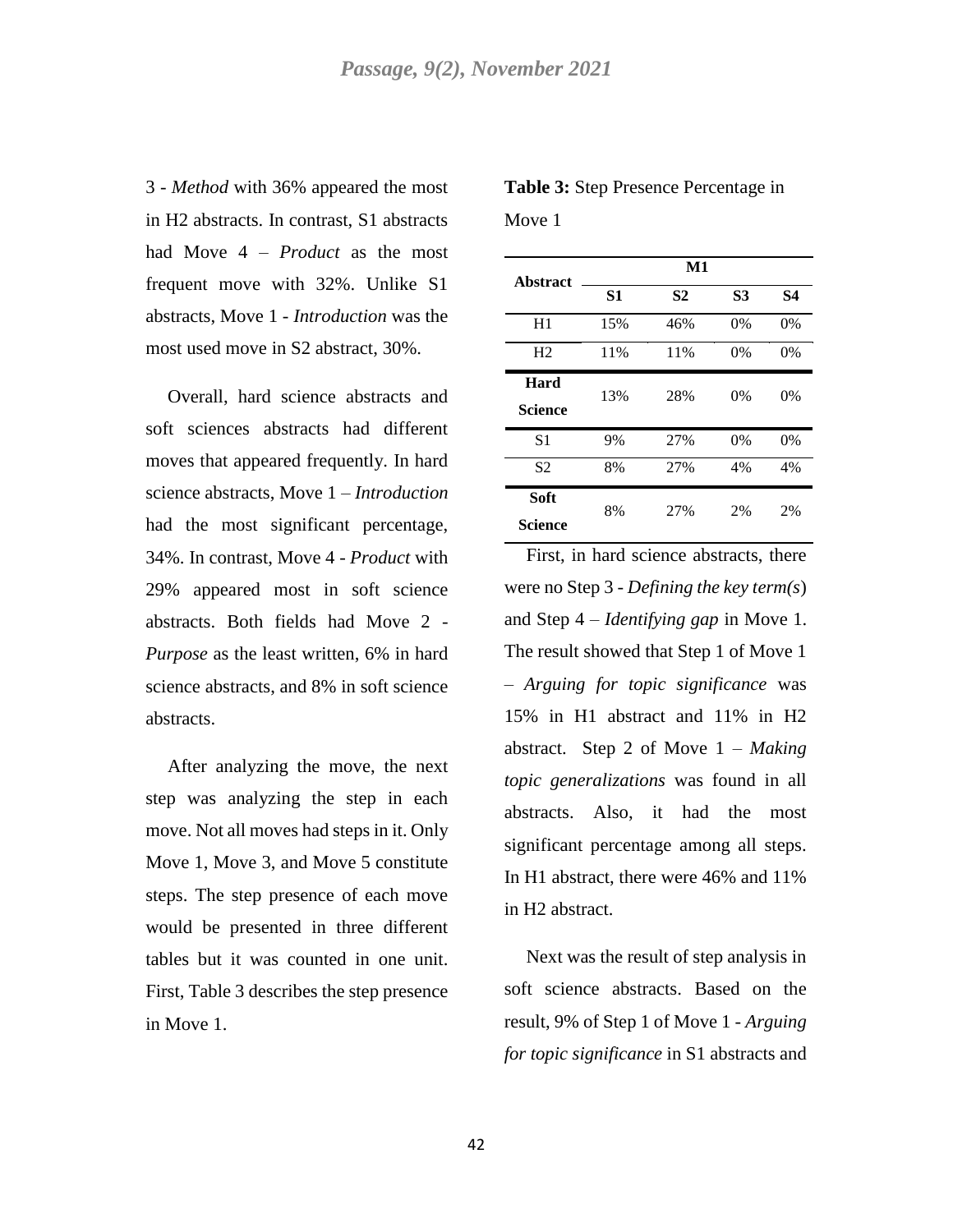3 - *Method* with 36% appeared the most in H2 abstracts. In contrast, S1 abstracts had Move 4 – *Product* as the most frequent move with 32%. Unlike S1 abstracts, Move 1 - *Introduction* was the most used move in S2 abstract, 30%.

Overall, hard science abstracts and soft sciences abstracts had different moves that appeared frequently. In hard science abstracts, Move 1 – *Introduction* had the most significant percentage, 34%. In contrast, Move 4 - *Product* with 29% appeared most in soft science abstracts. Both fields had Move 2 - *Purpose* as the least written, 6% in hard science abstracts, and 8% in soft science abstracts.

After analyzing the move, the next step was analyzing the step in each move. Not all moves had steps in it. Only Move 1, Move 3, and Move 5 constitute steps. The step presence of each move would be presented in three different tables but it was counted in one unit. First, Table 3 describes the step presence in Move 1.

**Table 3:** Step Presence Percentage in Move 1

| Abstract | M1 | | | |
|---|---|---|---|---|
| | **S1** | **S2** | **S3** | **S4** |
| H1 | 15% | 46% | 0% | 0% |
| H2 | 11% | 11% | 0% | 0% |
| **Hard Science** | 13% | 28% | 0% | 0% |
| S1 | 9% | 27% | 0% | 0% |
| S2 | 8% | 27% | 4% | 4% |
| **Soft Science** | 8% | 27% | 2% | 2% |

First, in hard science abstracts, there were no Step 3 - *Defining the key term(s*) and Step 4 – *Identifying gap* in Move 1. The result showed that Step 1 of Move 1 – *Arguing for topic significance* was 15% in H1 abstract and 11% in H2 abstract. Step 2 of Move 1 – *Making topic generalizations* was found in all abstracts. Also, it had the most significant percentage among all steps. In H1 abstract, there were 46% and 11% in H2 abstract.

Next was the result of step analysis in soft science abstracts. Based on the result, 9% of Step 1 of Move 1 - *Arguing for topic significance* in S1 abstracts and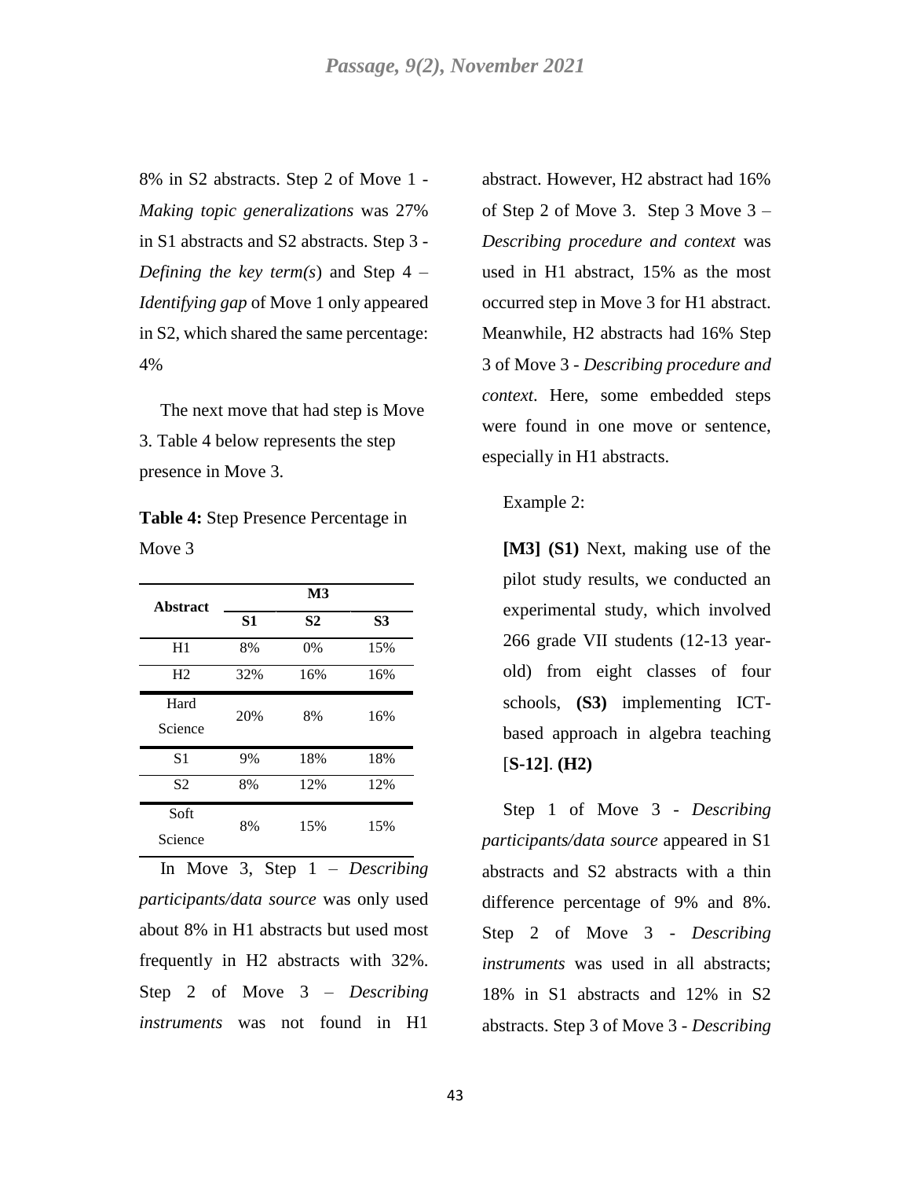8% in S2 abstracts. Step 2 of Move 1 - *Making topic generalizations* was 27% in S1 abstracts and S2 abstracts. Step 3 - *Defining the key term(s*) and Step 4 – *Identifying gap* of Move 1 only appeared in S2, which shared the same percentage: 4%

The next move that had step is Move 3. Table 4 below represents the step presence in Move 3.

**Table 4:** Step Presence Percentage in Move 3

| Abstract | M3 | | |
|---|---|---|---|
| | **S1** | **S2** | **S3** |
| H1 | 8% | 0% | 15% |
| H2 | 32% | 16% | 16% |
| Hard Science | 20% | 8% | 16% |
| S1 | 9% | 18% | 18% |
| S2 | 8% | 12% | 12% |
| Soft Science | 8% | 15% | 15% |

In Move 3, Step 1 – *Describing participants/data source* was only used about 8% in H1 abstracts but used most frequently in H2 abstracts with 32%. Step 2 of Move 3 – *Describing instruments* was not found in H1 abstract. However, H2 abstract had 16% of Step 2 of Move 3. Step 3 Move 3 – *Describing procedure and context* was used in H1 abstract, 15% as the most occurred step in Move 3 for H1 abstract. Meanwhile, H2 abstracts had 16% Step 3 of Move 3 - *Describing procedure and context*. Here, some embedded steps were found in one move or sentence, especially in H1 abstracts.

Example 2:

**[M3] (S1)** Next, making use of the pilot study results, we conducted an experimental study, which involved 266 grade VII students (12-13 year-old) from eight classes of four schools, **(S3)** implementing ICT-based approach in algebra teaching [**S-12]**. **(H2)**

Step 1 of Move 3 - *Describing participants/data source* appeared in S1 abstracts and S2 abstracts with a thin difference percentage of 9% and 8%. Step 2 of Move 3 - *Describing instruments* was used in all abstracts; 18% in S1 abstracts and 12% in S2 abstracts. Step 3 of Move 3 - *Describing*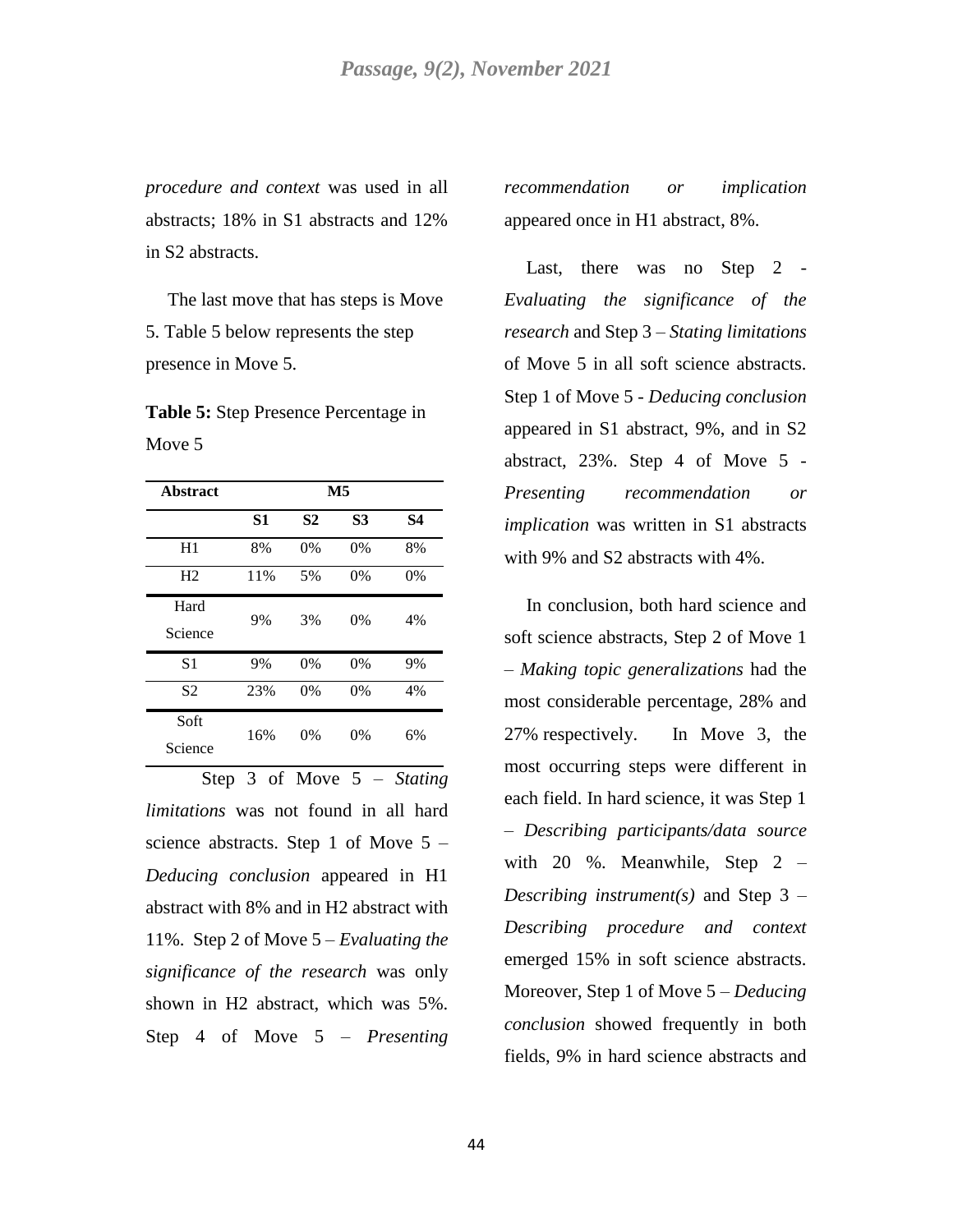*procedure and context* was used in all abstracts; 18% in S1 abstracts and 12% in S2 abstracts.

The last move that has steps is Move 5. Table 5 below represents the step presence in Move 5.

**Table 5:** Step Presence Percentage in Move 5

| Abstract | M5 | | | |
|---|---|---|---|---|
| | **S1** | **S2** | **S3** | **S4** |
| H1 | 8% | 0% | 0% | 8% |
| H2 | 11% | 5% | 0% | 0% |
| Hard Science | 9% | 3% | 0% | 4% |
| S1 | 9% | 0% | 0% | 9% |
| S2 | 23% | 0% | 0% | 4% |
| Soft Science | 16% | 0% | 0% | 6% |

Step 3 of Move 5 – *Stating limitations* was not found in all hard science abstracts. Step 1 of Move 5 – *Deducing conclusion* appeared in H1 abstract with 8% and in H2 abstract with 11%. Step 2 of Move 5 – *Evaluating the significance of the research* was only shown in H2 abstract, which was 5%. Step 4 of Move 5 – *Presenting recommendation or implication* appeared once in H1 abstract, 8%.

Last, there was no Step 2 - *Evaluating the significance of the research* and Step 3 – *Stating limitations* of Move 5 in all soft science abstracts. Step 1 of Move 5 - *Deducing conclusion* appeared in S1 abstract, 9%, and in S2 abstract, 23%. Step 4 of Move 5 - *Presenting recommendation or implication* was written in S1 abstracts with 9% and S2 abstracts with 4%.

In conclusion, both hard science and soft science abstracts, Step 2 of Move 1 – *Making topic generalizations* had the most considerable percentage, 28% and 27% respectively. In Move 3, the most occurring steps were different in each field. In hard science, it was Step 1 – *Describing participants/data source* with 20 %. Meanwhile, Step 2 – *Describing instrument(s)* and Step 3 – *Describing procedure and context* emerged 15% in soft science abstracts. Moreover, Step 1 of Move 5 – *Deducing conclusion* showed frequently in both fields, 9% in hard science abstracts and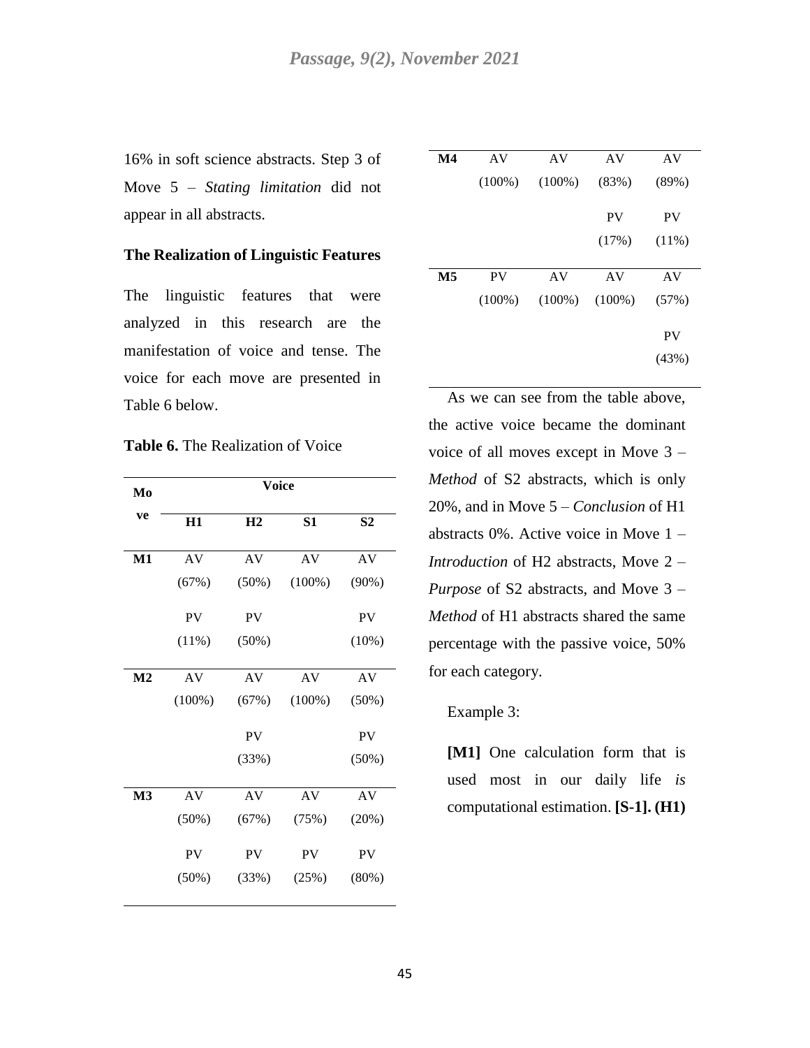16% in soft science abstracts. Step 3 of Move 5 – *Stating limitation* did not appear in all abstracts.

**The Realization of Linguistic Features**

The linguistic features that were analyzed in this research are the manifestation of voice and tense. The voice for each move are presented in Table 6 below.

**Table 6.** The Realization of Voice

| Move | Voice | | | |
|---|---|---|---|---|
| | **H1** | **H2** | **S1** | **S2** |
| **M1** | AV (67%) | AV (50%) | AV (100%) | AV (90%) |
| | PV (11%) | PV (50%) | | PV (10%) |
| **M2** | AV (100%) | AV (67%) | AV (100%) | AV (50%) |
| | | PV (33%) | | PV (50%) |
| **M3** | AV (50%) | AV (67%) | AV (75%) | AV (20%) |
| | PV (50%) | PV (33%) | PV (25%) | PV (80%) |
| **M4** | AV (100%) | AV (100%) | AV (83%) | AV (89%) |
| | | | PV (17%) | PV (11%) |
| **M5** | PV (100%) | AV (100%) | AV (100%) | AV (57%) |
| | | | | PV (43%) |

As we can see from the table above, the active voice became the dominant voice of all moves except in Move 3 – *Method* of S2 abstracts, which is only 20%, and in Move 5 – *Conclusion* of H1 abstracts 0%. Active voice in Move 1 – *Introduction* of H2 abstracts, Move 2 – *Purpose* of S2 abstracts, and Move 3 – *Method* of H1 abstracts shared the same percentage with the passive voice, 50% for each category.

Example 3:

**[M1]** One calculation form that is used most in our daily life *is* computational estimation. **[S-1]. (H1)**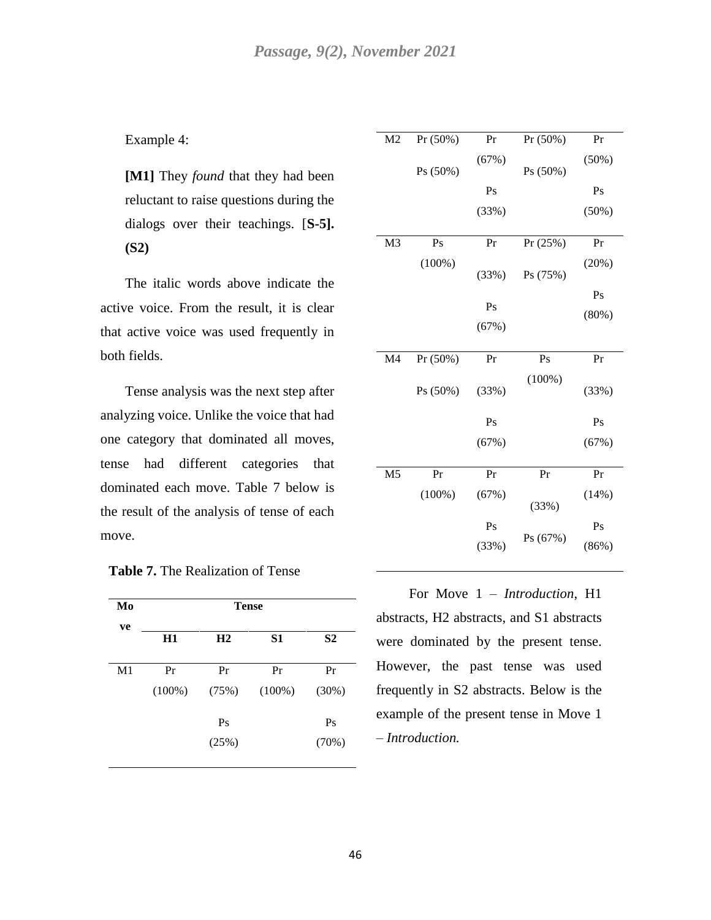Example 4:

**[M1]** They *found* that they had been reluctant to raise questions during the dialogs over their teachings. [**S-5]. (S2)**

The italic words above indicate the active voice. From the result, it is clear that active voice was used frequently in both fields.

Tense analysis was the next step after analyzing voice. Unlike the voice that had one category that dominated all moves, tense had different categories that dominated each move. Table 7 below is the result of the analysis of tense of each move.

**Table 7.** The Realization of Tense

| Move | Tense | | | |
|---|---|---|---|---|
| | **H1** | **H2** | **S1** | **S2** |
| M1 | Pr (100%) | Pr (75%) Ps (25%) | Pr (100%) | Pr (30%) Ps (70%) |
| M2 | Pr (50%) Ps (50%) | Pr (67%) Ps (33%) | Pr (50%) Ps (50%) | Pr (50%) Ps (50%) |
| M3 | Ps (100%) | Pr (33%) Ps (67%) | Pr (25%) Ps (75%) | Pr (20%) Ps (80%) |
| M4 | Pr (50%) Ps (50%) | Pr (33%) Ps (67%) | Ps (100%) | Pr (33%) Ps (67%) |
| M5 | Pr (100%) | Pr (67%) Ps (33%) | Pr (33%) Ps (67%) | Pr (14%) Ps (86%) |

For Move 1 – *Introduction*, H1 abstracts, H2 abstracts, and S1 abstracts were dominated by the present tense. However, the past tense was used frequently in S2 abstracts. Below is the example of the present tense in Move 1 – *Introduction.*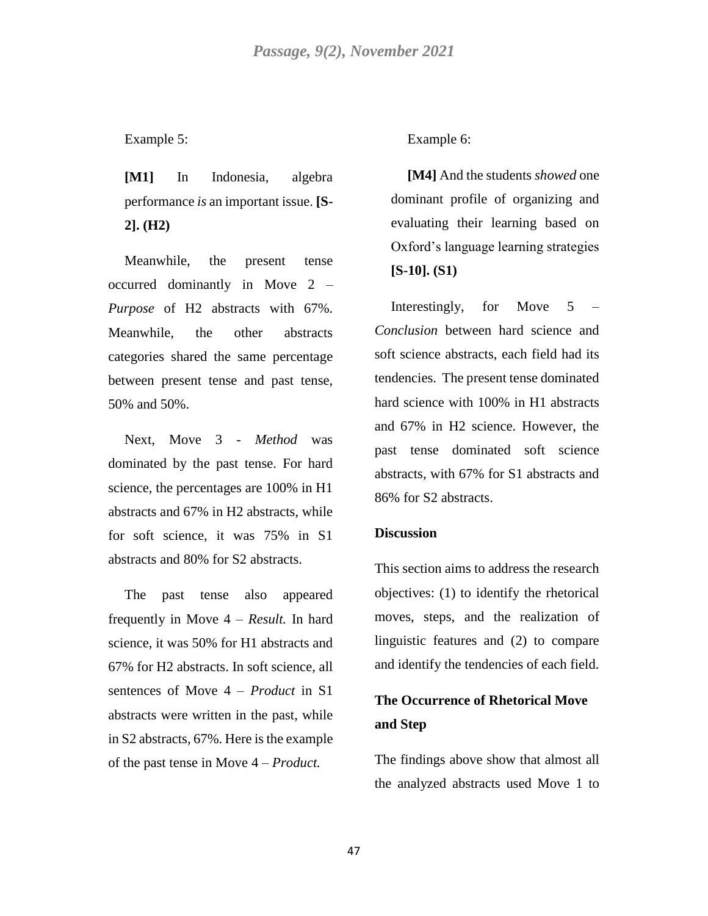Example 5:

> **[M1]** In Indonesia, algebra performance *is* an important issue. **[S-2]. (H2)**

Meanwhile, the present tense occurred dominantly in Move 2 – *Purpose* of H2 abstracts with 67%. Meanwhile, the other abstracts categories shared the same percentage between present tense and past tense, 50% and 50%.

Next, Move 3 - *Method* was dominated by the past tense. For hard science, the percentages are 100% in H1 abstracts and 67% in H2 abstracts, while for soft science, it was 75% in S1 abstracts and 80% for S2 abstracts.

The past tense also appeared frequently in Move 4 – *Result.* In hard science, it was 50% for H1 abstracts and 67% for H2 abstracts. In soft science, all sentences of Move 4 – *Product* in S1 abstracts were written in the past, while in S2 abstracts, 67%. Here is the example of the past tense in Move 4 – *Product.*

Example 6:

> **[M4]** And the students *showed* one dominant profile of organizing and evaluating their learning based on Oxford's language learning strategies **[S-10]. (S1)**

Interestingly, for Move 5 – *Conclusion* between hard science and soft science abstracts, each field had its tendencies. The present tense dominated hard science with 100% in H1 abstracts and 67% in H2 science. However, the past tense dominated soft science abstracts, with 67% for S1 abstracts and 86% for S2 abstracts.

## Discussion

This section aims to address the research objectives: (1) to identify the rhetorical moves, steps, and the realization of linguistic features and (2) to compare and identify the tendencies of each field.

### The Occurrence of Rhetorical Move and Step

The findings above show that almost all the analyzed abstracts used Move 1 to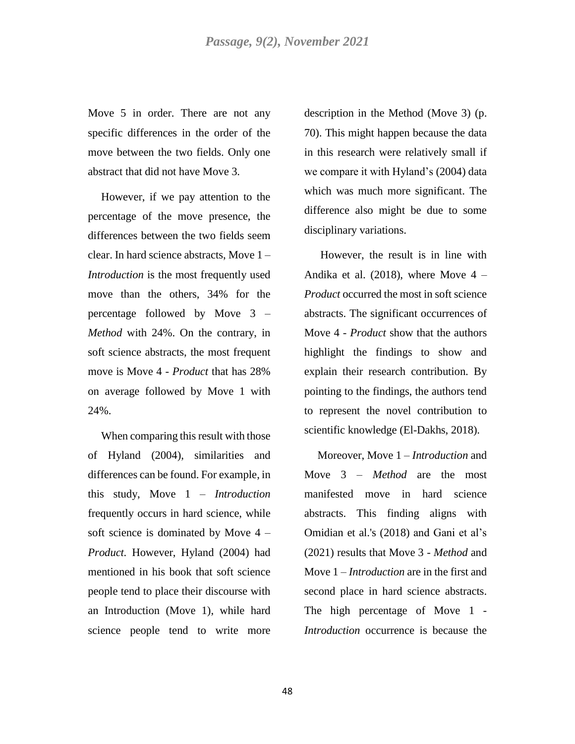Move 5 in order. There are not any specific differences in the order of the move between the two fields. Only one abstract that did not have Move 3.

However, if we pay attention to the percentage of the move presence, the differences between the two fields seem clear. In hard science abstracts, Move 1 – *Introduction* is the most frequently used move than the others, 34% for the percentage followed by Move 3 – *Method* with 24%. On the contrary, in soft science abstracts, the most frequent move is Move 4 - *Product* that has 28% on average followed by Move 1 with 24%.

When comparing this result with those of Hyland (2004), similarities and differences can be found. For example, in this study, Move 1 – *Introduction* frequently occurs in hard science, while soft science is dominated by Move 4 – *Product*. However, Hyland (2004) had mentioned in his book that soft science people tend to place their discourse with an Introduction (Move 1), while hard science people tend to write more description in the Method (Move 3) (p. 70). This might happen because the data in this research were relatively small if we compare it with Hyland's (2004) data which was much more significant. The difference also might be due to some disciplinary variations.

However, the result is in line with Andika et al. (2018), where Move 4 – *Product* occurred the most in soft science abstracts. The significant occurrences of Move 4 - *Product* show that the authors highlight the findings to show and explain their research contribution. By pointing to the findings, the authors tend to represent the novel contribution to scientific knowledge (El-Dakhs, 2018).

Moreover, Move 1 – *Introduction* and Move 3 – *Method* are the most manifested move in hard science abstracts. This finding aligns with Omidian et al.'s (2018) and Gani et al's (2021) results that Move 3 - *Method* and Move 1 – *Introduction* are in the first and second place in hard science abstracts. The high percentage of Move 1 - *Introduction* occurrence is because the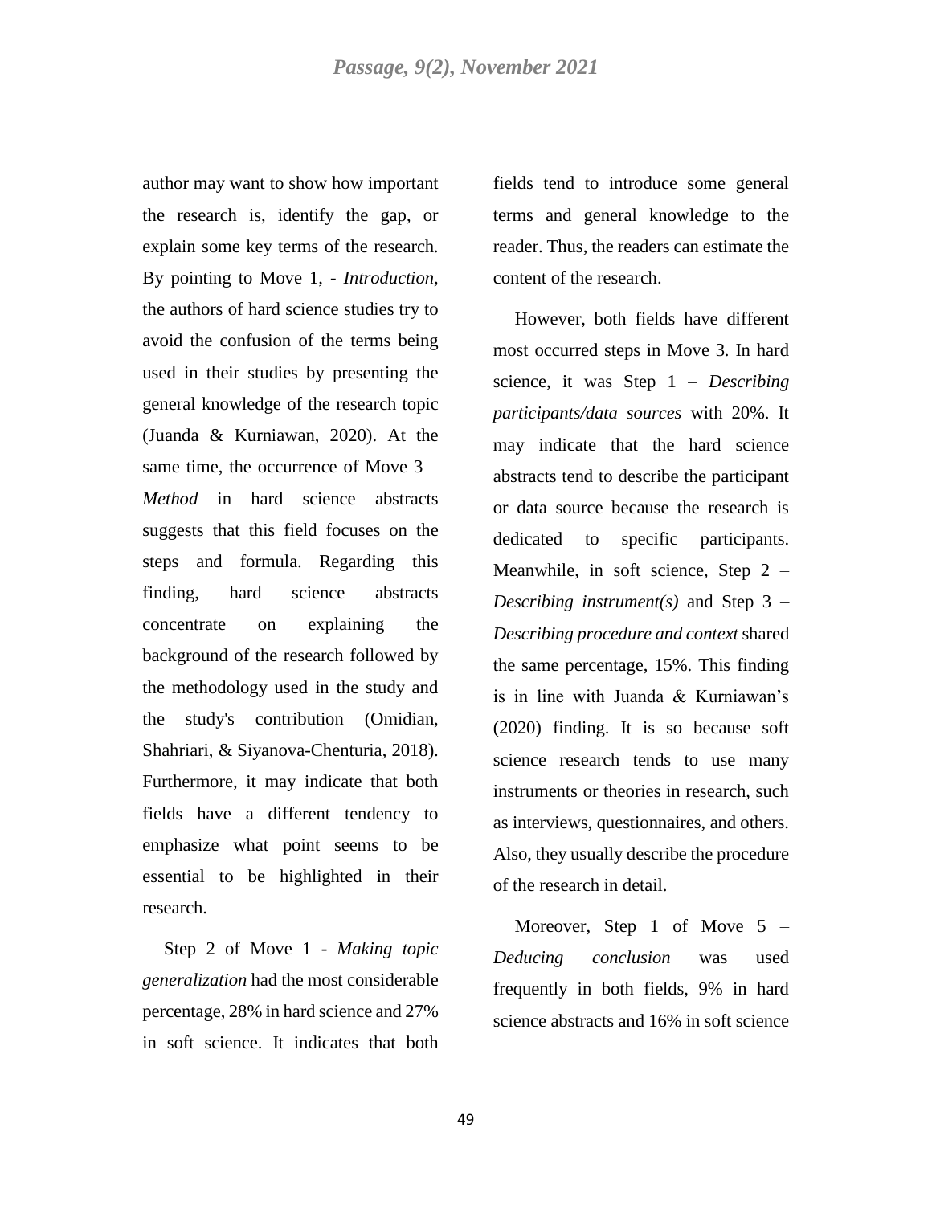author may want to show how important the research is, identify the gap, or explain some key terms of the research. By pointing to Move 1, - *Introduction,* the authors of hard science studies try to avoid the confusion of the terms being used in their studies by presenting the general knowledge of the research topic (Juanda & Kurniawan, 2020). At the same time, the occurrence of Move 3 – *Method* in hard science abstracts suggests that this field focuses on the steps and formula. Regarding this finding, hard science abstracts concentrate on explaining the background of the research followed by the methodology used in the study and the study's contribution (Omidian, Shahriari, & Siyanova-Chenturia, 2018). Furthermore, it may indicate that both fields have a different tendency to emphasize what point seems to be essential to be highlighted in their research.

Step 2 of Move 1 - *Making topic generalization* had the most considerable percentage, 28% in hard science and 27% in soft science. It indicates that both fields tend to introduce some general terms and general knowledge to the reader. Thus, the readers can estimate the content of the research.

However, both fields have different most occurred steps in Move 3. In hard science, it was Step 1 – *Describing participants/data sources* with 20%. It may indicate that the hard science abstracts tend to describe the participant or data source because the research is dedicated to specific participants. Meanwhile, in soft science, Step 2 – *Describing instrument(s)* and Step 3 – *Describing procedure and context* shared the same percentage, 15%. This finding is in line with Juanda & Kurniawan's (2020) finding. It is so because soft science research tends to use many instruments or theories in research, such as interviews, questionnaires, and others. Also, they usually describe the procedure of the research in detail.

Moreover, Step 1 of Move 5 – *Deducing conclusion* was used frequently in both fields, 9% in hard science abstracts and 16% in soft science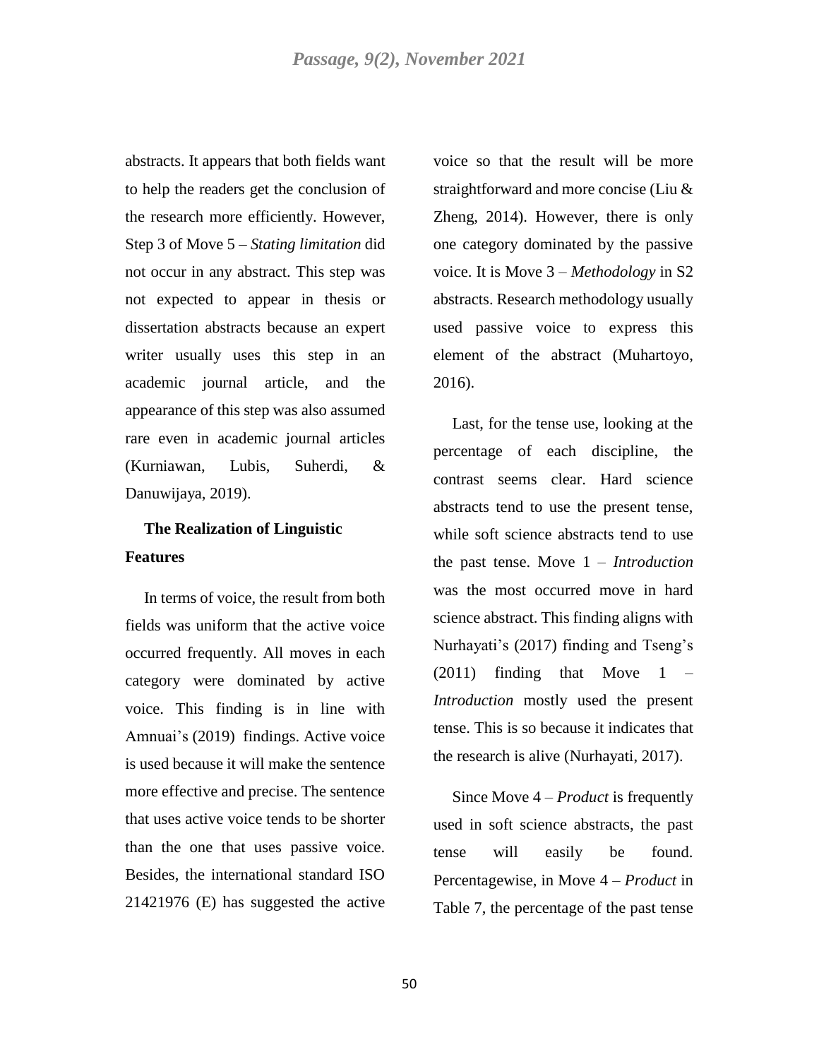abstracts. It appears that both fields want to help the readers get the conclusion of the research more efficiently. However, Step 3 of Move 5 – *Stating limitation* did not occur in any abstract. This step was not expected to appear in thesis or dissertation abstracts because an expert writer usually uses this step in an academic journal article, and the appearance of this step was also assumed rare even in academic journal articles (Kurniawan, Lubis, Suherdi, & Danuwijaya, 2019).

## The Realization of Linguistic Features

In terms of voice, the result from both fields was uniform that the active voice occurred frequently. All moves in each category were dominated by active voice. This finding is in line with Amnuai's (2019) findings. Active voice is used because it will make the sentence more effective and precise. The sentence that uses active voice tends to be shorter than the one that uses passive voice. Besides, the international standard ISO 21421976 (E) has suggested the active voice so that the result will be more straightforward and more concise (Liu & Zheng, 2014). However, there is only one category dominated by the passive voice. It is Move 3 – *Methodology* in S2 abstracts. Research methodology usually used passive voice to express this element of the abstract (Muhartoyo, 2016).

Last, for the tense use, looking at the percentage of each discipline, the contrast seems clear. Hard science abstracts tend to use the present tense, while soft science abstracts tend to use the past tense. Move 1 – *Introduction* was the most occurred move in hard science abstract. This finding aligns with Nurhayati's (2017) finding and Tseng's (2011) finding that Move 1 – *Introduction* mostly used the present tense. This is so because it indicates that the research is alive (Nurhayati, 2017).

Since Move 4 – *Product* is frequently used in soft science abstracts, the past tense will easily be found. Percentagewise, in Move 4 – *Product* in Table 7, the percentage of the past tense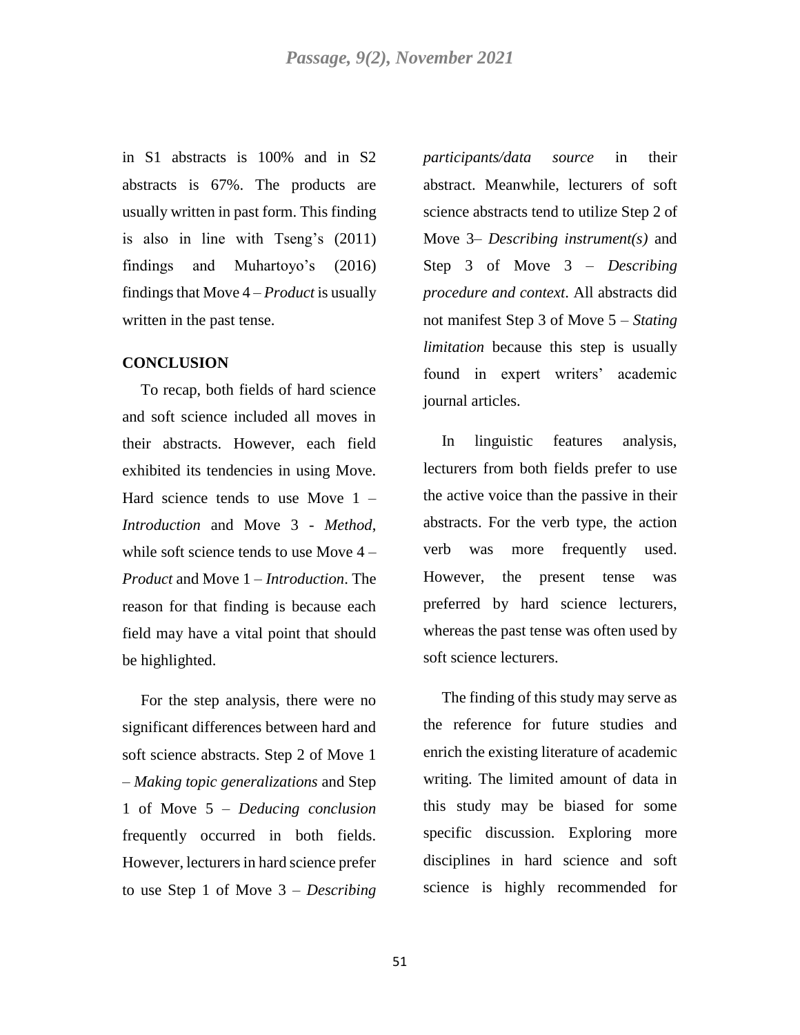in S1 abstracts is 100% and in S2 abstracts is 67%. The products are usually written in past form. This finding is also in line with Tseng's (2011) findings and Muhartoyo's (2016) findings that Move 4 – *Product* is usually written in the past tense.

## CONCLUSION

To recap, both fields of hard science and soft science included all moves in their abstracts. However, each field exhibited its tendencies in using Move. Hard science tends to use Move 1 – *Introduction* and Move 3 - *Method*, while soft science tends to use Move 4 – *Product* and Move 1 – *Introduction*. The reason for that finding is because each field may have a vital point that should be highlighted.

For the step analysis, there were no significant differences between hard and soft science abstracts. Step 2 of Move 1 – *Making topic generalizations* and Step 1 of Move 5 – *Deducing conclusion* frequently occurred in both fields. However, lecturers in hard science prefer to use Step 1 of Move 3 – *Describing participants/data source* in their abstract. Meanwhile, lecturers of soft science abstracts tend to utilize Step 2 of Move 3– *Describing instrument(s)* and Step 3 of Move 3 – *Describing procedure and context*. All abstracts did not manifest Step 3 of Move 5 – *Stating limitation* because this step is usually found in expert writers' academic journal articles.

In linguistic features analysis, lecturers from both fields prefer to use the active voice than the passive in their abstracts. For the verb type, the action verb was more frequently used. However, the present tense was preferred by hard science lecturers, whereas the past tense was often used by soft science lecturers.

The finding of this study may serve as the reference for future studies and enrich the existing literature of academic writing. The limited amount of data in this study may be biased for some specific discussion. Exploring more disciplines in hard science and soft science is highly recommended for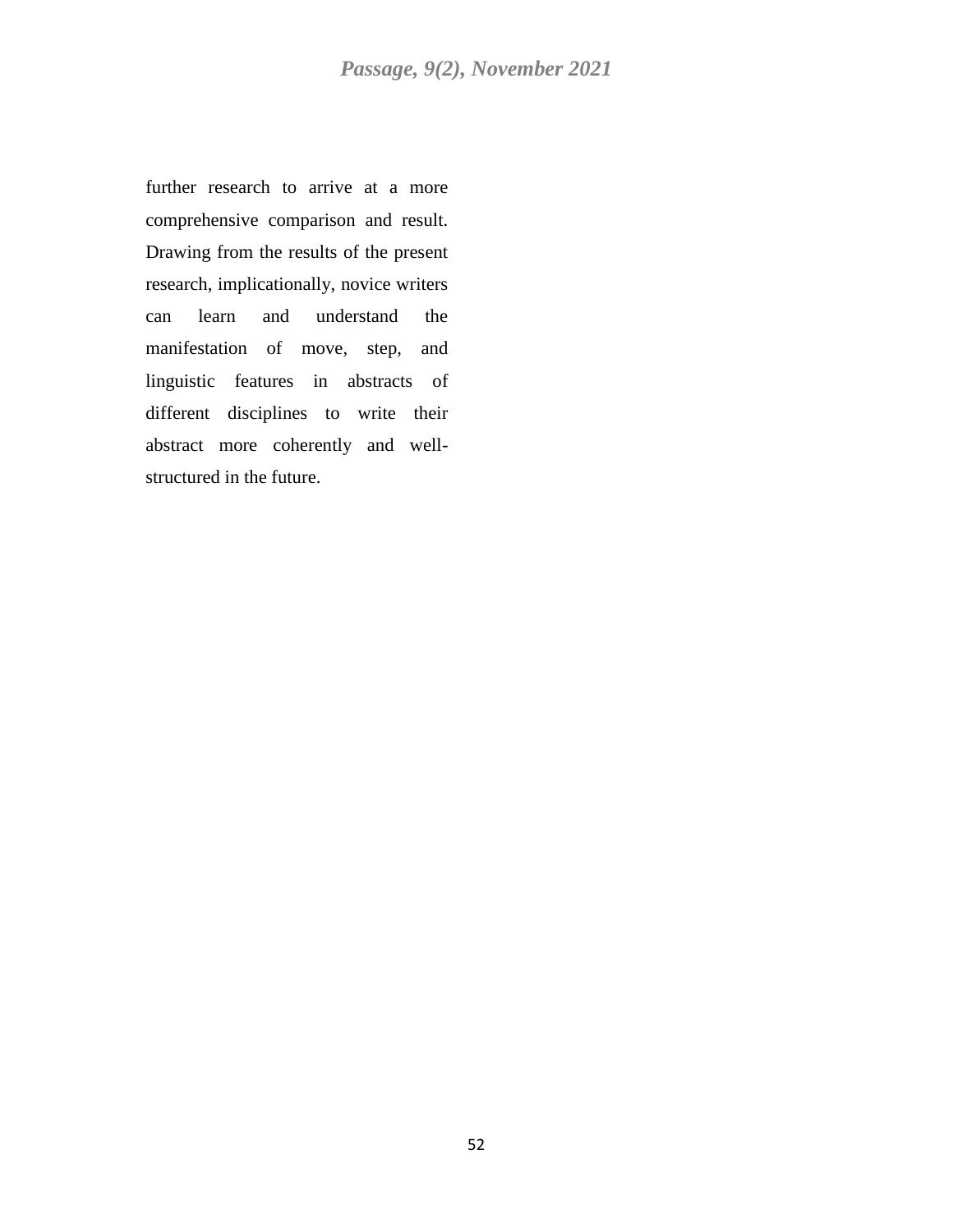further research to arrive at a more comprehensive comparison and result. Drawing from the results of the present research, implicationally, novice writers can learn and understand the manifestation of move, step, and linguistic features in abstracts of different disciplines to write their abstract more coherently and well-structured in the future.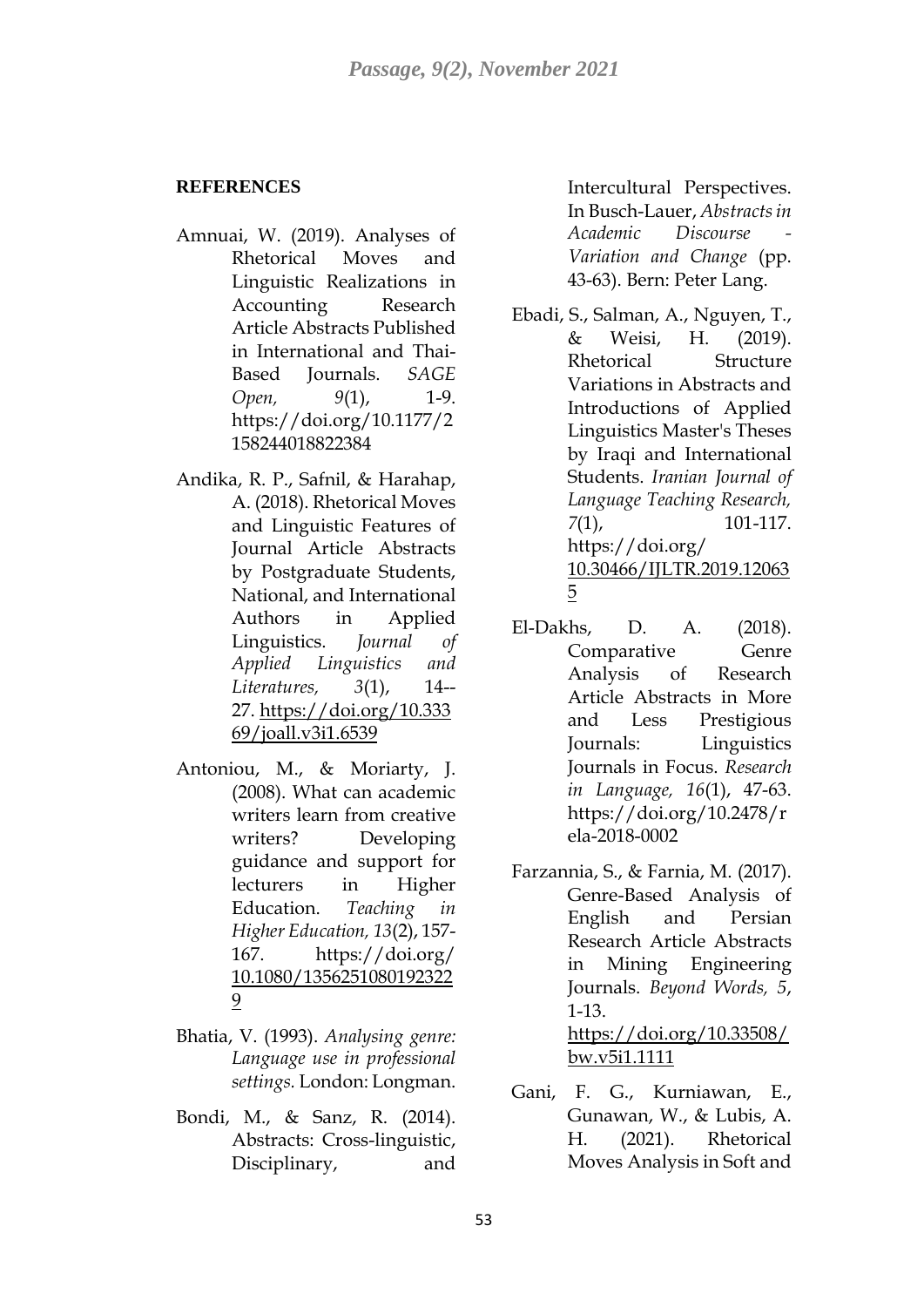**REFERENCES**

Amnuai, W. (2019). Analyses of Rhetorical Moves and Linguistic Realizations in Accounting Research Article Abstracts Published in International and Thai-Based Journals. *SAGE Open, 9*(1), 1-9. https://doi.org/10.1177/2158244018822384

Andika, R. P., Safnil, & Harahap, A. (2018). Rhetorical Moves and Linguistic Features of Journal Article Abstracts by Postgraduate Students, National, and International Authors in Applied Linguistics. *Journal of Applied Linguistics and Literatures, 3*(1), 14--27. https://doi.org/10.33369/joall.v3i1.6539

Antoniou, M., & Moriarty, J. (2008). What can academic writers learn from creative writers? Developing guidance and support for lecturers in Higher Education. *Teaching in Higher Education, 13*(2), 157-167. https://doi.org/10.1080/13562510801923229

Bhatia, V. (1993). *Analysing genre: Language use in professional settings.* London: Longman.

Bondi, M., & Sanz, R. (2014). Abstracts: Cross-linguistic, Disciplinary, and Intercultural Perspectives. In Busch-Lauer, *Abstracts in Academic Discourse - Variation and Change* (pp. 43-63). Bern: Peter Lang.

Ebadi, S., Salman, A., Nguyen, T., & Weisi, H. (2019). Rhetorical Structure Variations in Abstracts and Introductions of Applied Linguistics Master's Theses by Iraqi and International Students. *Iranian Journal of Language Teaching Research, 7*(1), 101-117. https://doi.org/10.30466/IJLTR.2019.120635

El-Dakhs, D. A. (2018). Comparative Genre Analysis of Research Article Abstracts in More and Less Prestigious Journals: Linguistics Journals in Focus. *Research in Language, 16*(1), 47-63. https://doi.org/10.2478/rela-2018-0002

Farzannia, S., & Farnia, M. (2017). Genre-Based Analysis of English and Persian Research Article Abstracts in Mining Engineering Journals. *Beyond Words, 5*, 1-13. https://doi.org/10.33508/bw.v5i1.1111

Gani, F. G., Kurniawan, E., Gunawan, W., & Lubis, A. H. (2021). Rhetorical Moves Analysis in Soft and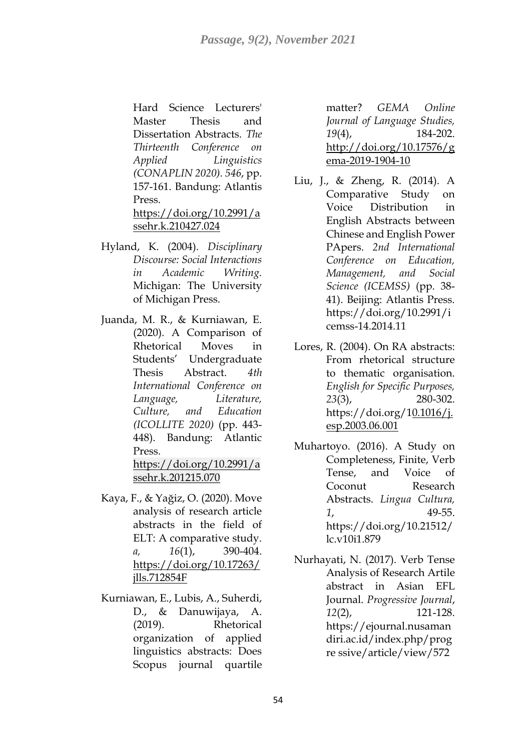Hard Science Lecturers' Master Thesis and Dissertation Abstracts. *The Thirteenth Conference on Applied Linguistics (CONAPLIN 2020). 546*, pp. 157-161. Bandung: Atlantis Press. https://doi.org/10.2991/assehr.k.210427.024

Hyland, K. (2004). *Disciplinary Discourse: Social Interactions in Academic Writing.* Michigan: The University of Michigan Press.

Juanda, M. R., & Kurniawan, E. (2020). A Comparison of Rhetorical Moves in Students' Undergraduate Thesis Abstract. *4th International Conference on Language, Literature, Culture, and Education (ICOLLITE 2020)* (pp. 443-448). Bandung: Atlantic Press. https://doi.org/10.2991/assehr.k.201215.070

Kaya, F., & Yağiz, O. (2020). Move analysis of research article abstracts in the field of ELT: A comparative study. *a, 16*(1), 390-404. https://doi.org/10.17263/jlls.712854F

Kurniawan, E., Lubis, A., Suherdi, D., & Danuwijaya, A. (2019). Rhetorical organization of applied linguistics abstracts: Does Scopus journal quartile matter? *GEMA Online Journal of Language Studies, 19*(4), 184-202. http://doi.org/10.17576/gema-2019-1904-10

Liu, J., & Zheng, R. (2014). A Comparative Study on Voice Distribution in English Abstracts between Chinese and English Power PApers. *2nd International Conference on Education, Management, and Social Science (ICEMSS)* (pp. 38-41). Beijing: Atlantis Press. https://doi.org/10.2991/icemss-14.2014.11

Lores, R. (2004). On RA abstracts: From rhetorical structure to thematic organisation. *English for Specific Purposes, 23*(3), 280-302. https://doi.org/10.1016/j.esp.2003.06.001

Muhartoyo. (2016). A Study on Completeness, Finite, Verb Tense, and Voice of Coconut Research Abstracts. *Lingua Cultura, 1*, 49-55. https://doi.org/10.21512/lc.v10i1.879

Nurhayati, N. (2017). Verb Tense Analysis of Research Artile abstract in Asian EFL Journal. *Progressive Journal*, *12*(2), 121-128. https://ejournal.nusamandiri.ac.id/index.php/progre ssive/article/view/572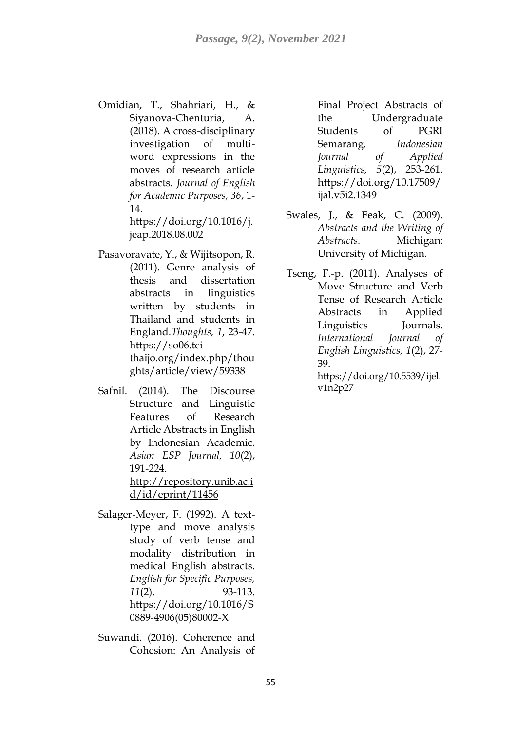Omidian, T., Shahriari, H., & Siyanova-Chenturia, A. (2018). A cross-disciplinary investigation of multi-word expressions in the moves of research article abstracts. *Journal of English for Academic Purposes, 36*, 1-14. https://doi.org/10.1016/j.jeap.2018.08.002

Pasavoravate, Y., & Wijitsopon, R. (2011). Genre analysis of thesis and dissertation abstracts in linguistics written by students in Thailand and students in England.*Thoughts, 1*, 23-47. https://so06.tci-thaijo.org/index.php/thoughts/article/view/59338

Safnil. (2014). The Discourse Structure and Linguistic Features of Research Article Abstracts in English by Indonesian Academic. *Asian ESP Journal, 10*(2), 191-224. http://repository.unib.ac.id/id/eprint/11456

Salager-Meyer, F. (1992). A text-type and move analysis study of verb tense and modality distribution in medical English abstracts. *English for Specific Purposes, 11*(2), 93-113. https://doi.org/10.1016/S0889-4906(05)80002-X

Suwandi. (2016). Coherence and Cohesion: An Analysis of Final Project Abstracts of the Undergraduate Students of PGRI Semarang. *Indonesian Journal of Applied Linguistics, 5*(2), 253-261. https://doi.org/10.17509/ijal.v5i2.1349

Swales, J., & Feak, C. (2009). *Abstracts and the Writing of Abstracts.* Michigan: University of Michigan.

Tseng, F.-p. (2011). Analyses of Move Structure and Verb Tense of Research Article Abstracts in Applied Linguistics Journals. *International Journal of English Linguistics, 1*(2), 27-39. https://doi.org/10.5539/ijel.v1n2p27